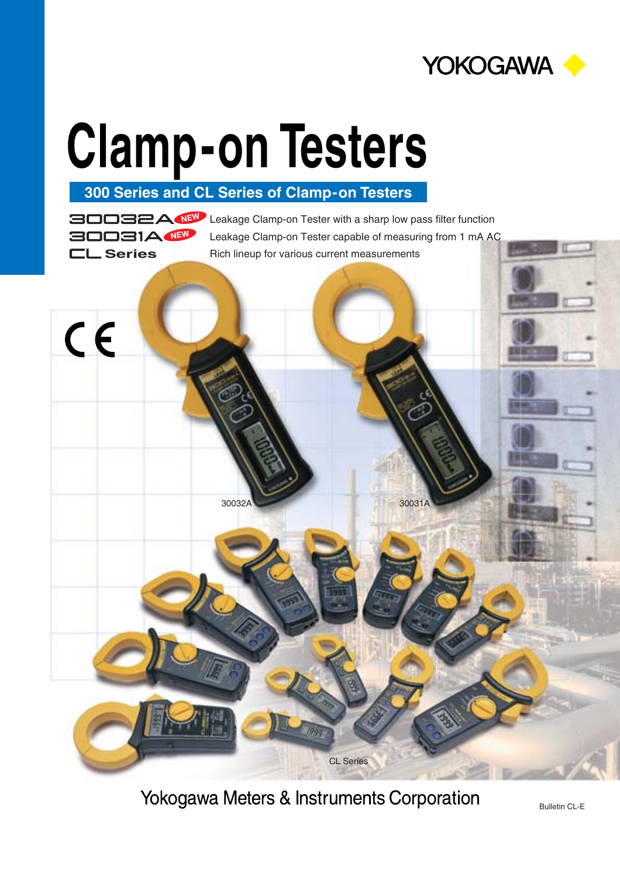YOKOGAWA

# Clamp-on Testers

## 300 Series and CL Series of Clamp-on Testers

- **30032A** NEW — Leakage Clamp-on Tester with a sharp low pass filter function
- **30031A** NEW — Leakage Clamp-on Tester capable of measuring from 1 mA AC
- **CL Series** — Rich lineup for various current measurements

30032A

30031A

CL Series

Yokogawa Meters & Instruments Corporation

Bulletin CL-E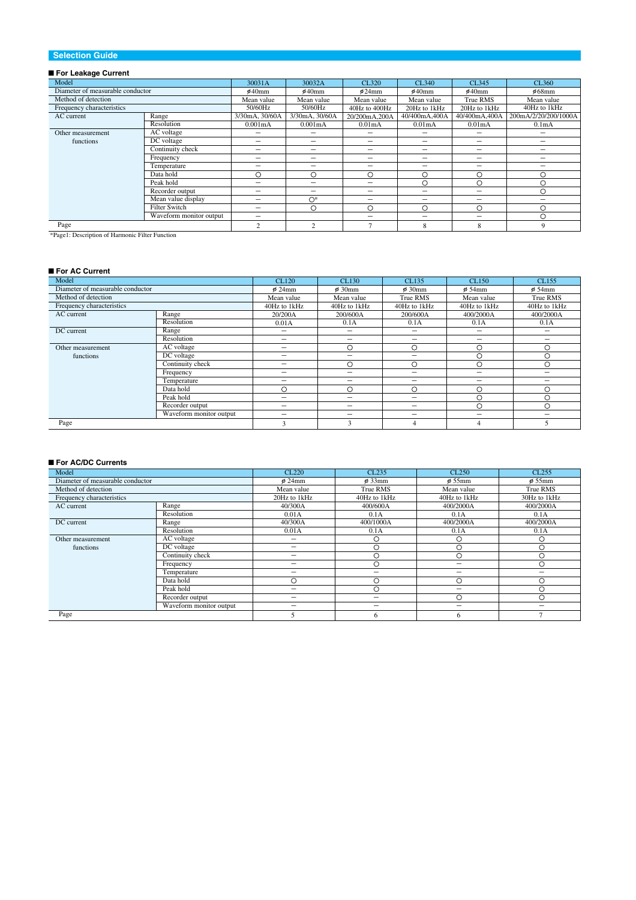## Selection Guide

### ■ For Leakage Current

| Model | | 30031A | 30032A | CL320 | CL340 | CL345 | CL360 |
|---|---|---|---|---|---|---|---|
| Diameter of measurable conductor | | ø40mm | ø40mm | ø24mm | ø40mm | ø40mm | ø68mm |
| Method of detection | | Mean value | Mean value | Mean value | Mean value | True RMS | Mean value |
| Frequency characteristics | | 50/60Hz | 50/60Hz | 40Hz to 400Hz | 20Hz to 1kHz | 20Hz to 1kHz | 40Hz to 1kHz |
| AC current | Range | 3/30mA, 30/60A | 3/30mA, 30/60A | 20/200mA,200A | 40/400mA,400A | 40/400mA,400A | 200mA/2/20/200/1000A |
| | Resolution | 0.001mA | 0.001mA | 0.01mA | 0.01mA | 0.01mA | 0.1mA |
| Other measurement functions | AC voltage | – | – | – | – | – | – |
| | DC voltage | – | – | – | – | – | – |
| | Continuity check | – | – | – | – | – | – |
| | Frequency | – | – | – | – | – | – |
| | Temperature | – | – | – | – | – | – |
| | Data hold | ○ | ○ | ○ | ○ | ○ | ○ |
| | Peak hold | – | – | – | ○ | ○ | ○ |
| | Recorder output | – | – | – | – | – | ○ |
| | Mean value display | – | ○* | – | – | – | – |
| | Filter Switch | – | ○ | ○ | ○ | ○ | ○ |
| | Waveform monitor output | – | | – | – | – | ○ |
| Page | | 2 | 2 | 7 | 8 | 8 | 9 |

*Page1: Description of Harmonic Filter Function

### ■ For AC Current

| Model | | CL120 | CL130 | CL135 | CL150 | CL155 |
|---|---|---|---|---|---|---|
| Diameter of measurable conductor | | ø 24mm | ø 30mm | ø 30mm | ø 54mm | ø 54mm |
| Method of detection | | Mean value | Mean value | True RMS | Mean value | True RMS |
| Frequency characteristics | | 40Hz to 1kHz | 40Hz to 1kHz | 40Hz to 1kHz | 40Hz to 1kHz | 40Hz to 1kHz |
| AC current | Range | 20/200A | 200/600A | 200/600A | 400/2000A | 400/2000A |
| | Resolution | 0.01A | 0.1A | 0.1A | 0.1A | 0.1A |
| DC current | Range | – | – | – | – | – |
| | Resolution | – | – | – | – | – |
| Other measurement functions | AC voltage | – | ○ | ○ | ○ | ○ |
| | DC voltage | – | – | – | ○ | ○ |
| | Continuity check | – | ○ | ○ | ○ | ○ |
| | Frequency | – | – | – | – | – |
| | Temperature | – | – | – | – | – |
| | Data hold | ○ | ○ | ○ | ○ | ○ |
| | Peak hold | – | – | – | ○ | ○ |
| | Recorder output | – | – | – | ○ | ○ |
| | Waveform monitor output | – | – | – | – | – |
| Page | | 3 | 3 | 4 | 4 | 5 |

### ■ For AC/DC Currents

| Model | | CL220 | CL235 | CL250 | CL255 |
|---|---|---|---|---|---|
| Diameter of measurable conductor | | ø 24mm | ø 33mm | ø 55mm | ø 55mm |
| Method of detection | | Mean value | True RMS | Mean value | True RMS |
| Frequency characteristics | | 20Hz to 1kHz | 40Hz to 1kHz | 40Hz to 1kHz | 30Hz to 1kHz |
| AC current | Range | 40/300A | 400/600A | 400/2000A | 400/2000A |
| | Resolution | 0.01A | 0.1A | 0.1A | 0.1A |
| DC current | Range | 40/300A | 400/1000A | 400/2000A | 400/2000A |
| | Resolution | 0.01A | 0.1A | 0.1A | 0.1A |
| Other measurement functions | AC voltage | – | ○ | ○ | ○ |
| | DC voltage | – | ○ | ○ | ○ |
| | Continuity check | – | ○ | ○ | ○ |
| | Frequency | – | ○ | – | ○ |
| | Temperature | – | – | – | – |
| | Data hold | ○ | ○ | ○ | ○ |
| | Peak hold | – | ○ | – | ○ |
| | Recorder output | – | – | ○ | ○ |
| | Waveform monitor output | – | – | – | – |
| Page | | 5 | 6 | 6 | 7 |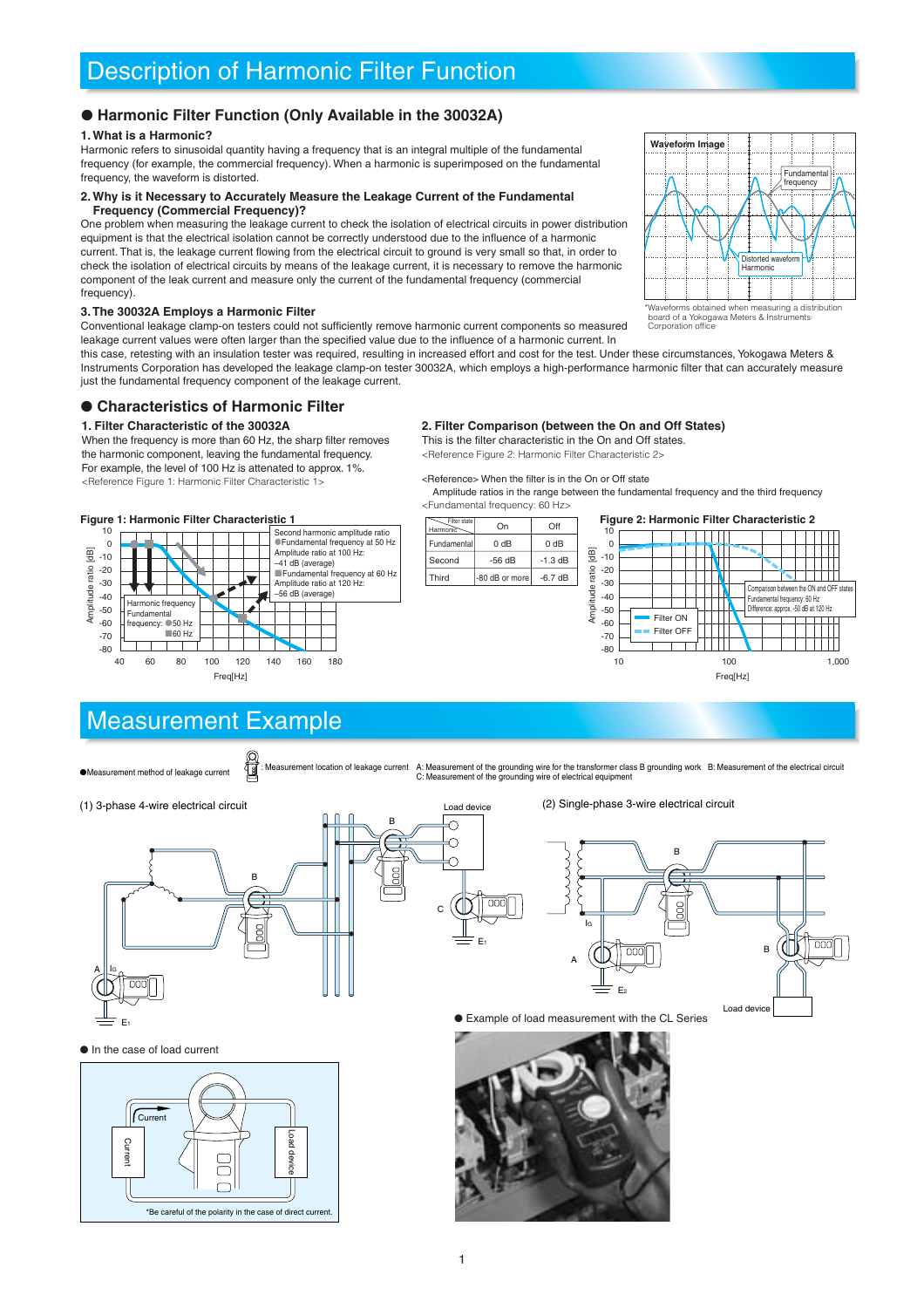# Description of Harmonic Filter Function

## ● Harmonic Filter Function (Only Available in the 30032A)

### 1. What is a Harmonic?

Harmonic refers to sinusoidal quantity having a frequency that is an integral multiple of the fundamental frequency (for example, the commercial frequency). When a harmonic is superimposed on the fundamental frequency, the waveform is distorted.

### 2. Why is it Necessary to Accurately Measure the Leakage Current of the Fundamental Frequency (Commercial Frequency)?

One problem when measuring the leakage current to check the isolation of electrical circuits in power distribution equipment is that the electrical isolation cannot be correctly understood due to the influence of a harmonic current. That is, the leakage current flowing from the electrical circuit to ground is very small so that, in order to check the isolation of electrical circuits by means of the leakage current, it is necessary to remove the harmonic component of the leak current and measure only the current of the fundamental frequency (commercial frequency).

**Waveform Image**

Fundamental frequency

Distorted waveform Harmonic

*Waveforms obtained when measuring a distribution board of a Yokogawa Meters & Instruments Corporation office

### 3. The 30032A Employs a Harmonic Filter

Conventional leakage clamp-on testers could not sufficiently remove harmonic current components so measured leakage current values were often larger than the specified value due to the influence of a harmonic current. In this case, retesting with an insulation tester was required, resulting in increased effort and cost for the test. Under these circumstances, Yokogawa Meters & Instruments Corporation has developed the leakage clamp-on tester 30032A, which employs a high-performance harmonic filter that can accurately measure just the fundamental frequency component of the leakage current.

## ● Characteristics of Harmonic Filter

### 1. Filter Characteristic of the 30032A

When the frequency is more than 60 Hz, the sharp filter removes the harmonic component, leaving the fundamental frequency. For example, the level of 100 Hz is attenated to approx. 1%.

<Reference Figure 1: Harmonic Filter Characteristic 1>

**Figure 1: Harmonic Filter Characteristic 1**

Second harmonic amplitude ratio
●Fundamental frequency at 50 Hz
Amplitude ratio at 100 Hz:
–41 dB (average)
■Fundamental frequency at 60 Hz
Amplitude ratio at 120 Hz:
–56 dB (average)

Harmonic frequency
Fundamental frequency: ●50 Hz ■60 Hz

Amplitude ratio [dB]; Freq[Hz]

### 2. Filter Comparison (between the On and Off States)

This is the filter characteristic in the On and Off states.

<Reference Figure 2: Harmonic Filter Characteristic 2>

<Reference> When the filter is in the On or Off state
Amplitude ratios in the range between the fundamental frequency and the third frequency
<Fundamental frequency: 60 Hz>

| Harmonic \ Filter state | On | Off |
|---|---|---|
| Fundamental | 0 dB | 0 dB |
| Second | -56 dB | -1.3 dB |
| Third | -80 dB or more | -6.7 dB |

**Figure 2: Harmonic Filter Characteristic 2**

Comparison between the ON and OFF states
Fundamental frequency: 60 Hz
Difference: approx. -50 dB at 120 Hz

Filter ON
Filter OFF

Amplitude ratio [dB]; Freq[Hz]

# Measurement Example

●Measurement method of leakage current

: Measurement location of leakage current A: Measurement of the grounding wire for the transformer class B grounding work B: Measurement of the electrical circuit
C: Measurement of the grounding wire of electrical equipment

(1) 3-phase 4-wire electrical circuit

(2) Single-phase 3-wire electrical circuit

● In the case of load current

*Be careful of the polarity in the case of direct current.

● Example of load measurement with the CL Series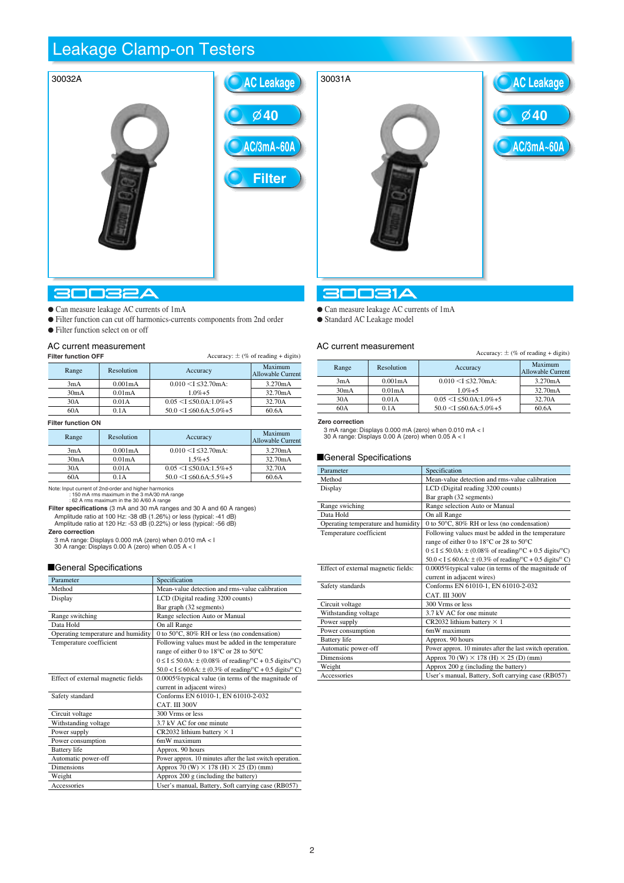# Leakage Clamp-on Testers

## 30032A

AC Leakage | ⌀40 | AC/3mA~60A | Filter

- Can measure leakage AC currents of 1mA
- Filter function can cut off harmonics-currents components from 2nd order
- Filter function select on or off

### AC current measurement

**Filter function OFF**

Accuracy: ± (% of reading + digits)

| Range | Resolution | Accuracy | Maximum Allowable Current |
|---|---|---|---|
| 3mA | 0.001mA | 0.010 <I ≤32.70mA: | 3.270mA |
| 30mA | 0.01mA | 1.0%+5 | 32.70mA |
| 30A | 0.01A | 0.05 <I ≤50.0A:1.0%+5 | 32.70A |
| 60A | 0.1A | 50.0 <I ≤60.6A:5.0%+5 | 60.6A |

**Filter function ON**

| Range | Resolution | Accuracy | Maximum Allowable Current |
|---|---|---|---|
| 3mA | 0.001mA | 0.010 <I ≤32.70mA: | 3.270mA |
| 30mA | 0.01mA | 1.5%+5 | 32.70mA |
| 30A | 0.01A | 0.05 <I ≤50.0A:1.5%+5 | 32.70A |
| 60A | 0.1A | 50.0 <I ≤60.6A:5.5%+5 | 60.6A |

Note: Input current of 2nd-order and higher harmonics
: 150 mA rms maximum in the 3 mA/30 mA range
: 62 A rms maximum in the 30 A/60 A range

**Filter specifications** (3 mA and 30 mA ranges and 30 A and 60 A ranges)
Amplitude ratio at 100 Hz: -38 dB (1.26%) or less (typical: -41 dB)
Amplitude ratio at 120 Hz: -53 dB (0.22%) or less (typical: -56 dB)

**Zero correction**
3 mA range: Displays 0.000 mA (zero) when 0.010 mA < I
30 A range: Displays 0.00 A (zero) when 0.05 A < I

### ■General Specifications

| Parameter | Specification |
|---|---|
| Method | Mean-value detection and rms-value calibration |
| Display | LCD (Digital reading 3200 counts) Bar graph (32 segments) |
| Range switching | Range selection Auto or Manual |
| Data Hold | On all Range |
| Operating temperature and humidity | 0 to 50°C, 80% RH or less (no condensation) |
| Temperature coefficient | Following values must be added in the temperature range of either 0 to 18°C or 28 to 50°C 0 ≤ I ≤ 50.0A: ± (0.08% of reading/°C + 0.5 digits/°C) 50.0 < I ≤ 60.6A: ± (0.3% of reading/°C + 0.5 digits/° C) |
| Effect of external magnetic fields | 0.0005%typical value (in terms of the magnitude of current in adjacent wires) |
| Safety standard | Conforms EN 61010-1, EN 61010-2-032 CAT. III 300V |
| Circuit voltage | 300 Vrms or less |
| Withstanding voltage | 3.7 kV AC for one minute |
| Power supply | CR2032 lithium battery × 1 |
| Power consumption | 6mW maximum |
| Battery life | Approx. 90 hours |
| Automatic power-off | Power approx. 10 minutes after the last switch operation. |
| Dimensions | Approx 70 (W) × 178 (H) × 25 (D) (mm) |
| Weight | Approx 200 g (including the battery) |
| Accessories | User's manual, Battery, Soft carrying case (RB057) |

## 30031A

AC Leakage | ⌀40 | AC/3mA~60A

- Can measure leakage AC currents of 1mA
- Standard AC Leakage model

### AC current measurement

Accuracy: ± (% of reading + digits)

| Range | Resolution | Accuracy | Maximum Allowable Current |
|---|---|---|---|
| 3mA | 0.001mA | 0.010 <I ≤32.70mA: | 3.270mA |
| 30mA | 0.01mA | 1.0%+5 | 32.70mA |
| 30A | 0.01A | 0.05 <I ≤50.0A:1.0%+5 | 32.70A |
| 60A | 0.1A | 50.0 <I ≤60.6A:5.0%+5 | 60.6A |

**Zero correction**
3 mA range: Displays 0.000 mA (zero) when 0.010 mA < I
30 A range: Displays 0.00 A (zero) when 0.05 A < I

### ■General Specifications

| Parameter | Specification |
|---|---|
| Method | Mean-value detection and rms-value calibration |
| Display | LCD (Digital reading 3200 counts) Bar graph (32 segments) |
| Range swiching | Range selection Auto or Manual |
| Data Hold | On all Range |
| Operating temperature and humidity | 0 to 50°C, 80% RH or less (no condensation) |
| Temperature coefficient | Following values must be added in the temperature range of either 0 to 18°C or 28 to 50°C 0 ≤ I ≤ 50.0A: ± (0.08% of reading/°C + 0.5 digits/°C) 50.0 < I ≤ 60.6A: ± (0.3% of reading/°C + 0.5 digits/° C) |
| Effect of external magnetic fields: | 0.0005%typical value (in terms of the magnitude of current in adjacent wires) |
| Safety standards | Conforms EN 61010-1, EN 61010-2-032 CAT. III 300V |
| Circuit voltage | 300 Vrms or less |
| Withstanding voltage | 3.7 kV AC for one minute |
| Power supply | CR2032 lithium battery × 1 |
| Power consumption | 6mW maximum |
| Battery life | Approx. 90 hours |
| Automatic power-off | Power approx. 10 minutes after the last switch operation. |
| Dimensions | Approx 70 (W) × 178 (H) × 25 (D) (mm) |
| Weight | Approx 200 g (including the battery) |
| Accessories | User's manual, Battery, Soft carrying case (RB057) |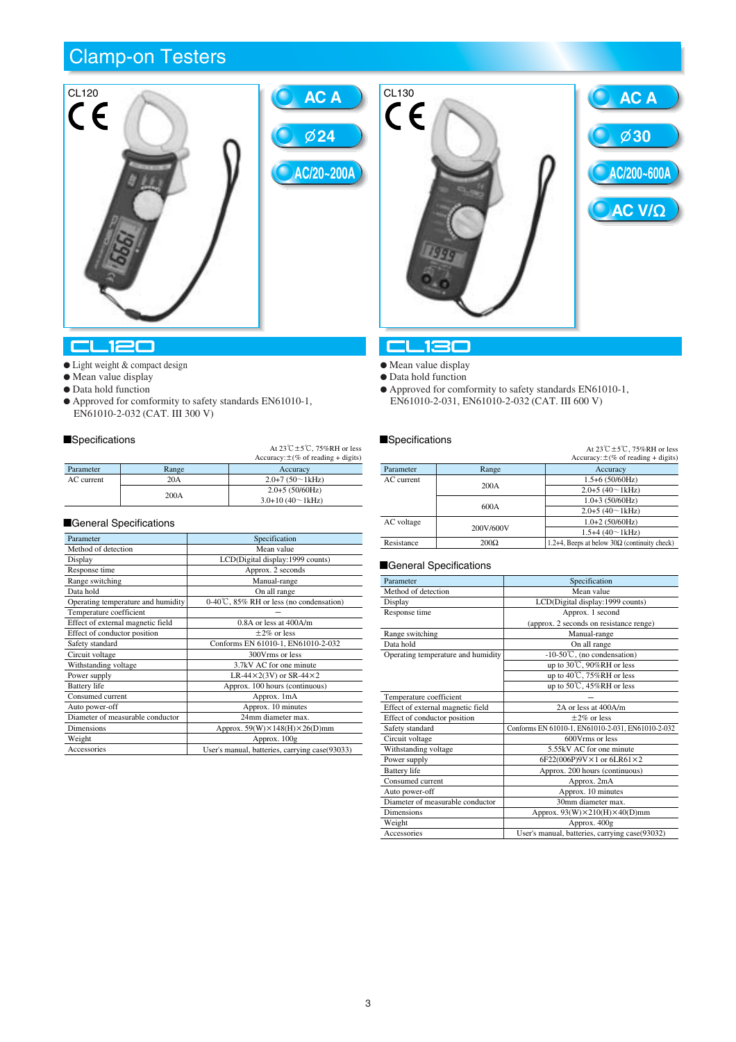# Clamp-on Testers

CL120

AC A

Ø24

AC/20~200A

CL130

AC A

Ø30

AC/200~600A

AC V/Ω

## CL120

- Light weight & compact design
- Mean value display
- Data hold function
- Approved for comformity to safety standards EN61010-1, EN61010-2-032 (CAT. III 300 V)

### Specifications

At 23℃±5℃, 75%RH or less
Accuracy:±(% of reading + digits)

| Parameter | Range | Accuracy |
|---|---|---|
| AC current | 20A | 2.0+7 (50～1kHz) |
| | 200A | 2.0+5 (50/60Hz) |
| | | 3.0+10 (40～1kHz) |

### General Specifications

| Parameter | Specification |
|---|---|
| Method of detection | Mean value |
| Display | LCD(Digital display:1999 counts) |
| Response time | Approx. 2 seconds |
| Range switching | Manual-range |
| Data hold | On all range |
| Operating temperature and humidity | 0-40℃, 85% RH or less (no condensation) |
| Temperature coefficient | – |
| Effect of external magnetic field | 0.8A or less at 400A/m |
| Effect of conductor position | ±2% or less |
| Safety standard | Conforms EN 61010-1, EN61010-2-032 |
| Circuit voltage | 300Vrms or less |
| Withstanding voltage | 3.7kV AC for one minute |
| Power supply | LR-44×2(3V) or SR-44×2 |
| Battery life | Approx. 100 hours (continuous) |
| Consumed current | Approx. 1mA |
| Auto power-off | Approx. 10 minutes |
| Diameter of measurable conductor | 24mm diameter max. |
| Dimensions | Approx. 59(W)×148(H)×26(D)mm |
| Weight | Approx. 100g |
| Accessories | User's manual, batteries, carrying case(93033) |

## CL130

- Mean value display
- Data hold function
- Approved for comformity to safety standards EN61010-1, EN61010-2-031, EN61010-2-032 (CAT. III 600 V)

### Specifications

At 23℃±5℃, 75%RH or less
Accuracy:±(% of reading + digits)

| Parameter | Range | Accuracy |
|---|---|---|
| AC current | 200A | 1.5+6 (50/60Hz) |
| | | 2.0+5 (40～1kHz) |
| | 600A | 1.0+3 (50/60Hz) |
| | | 2.0+5 (40～1kHz) |
| AC voltage | 200V/600V | 1.0+2 (50/60Hz) |
| | | 1.5+4 (40～1kHz) |
| Resistance | 200Ω | 1.2+4, Beeps at below 30Ω (continuity check) |

### General Specifications

| Parameter | Specification |
|---|---|
| Method of detection | Mean value |
| Display | LCD(Digital display:1999 counts) |
| Response time | Approx. 1 second<br>(approx. 2 seconds on resistance renge) |
| Range switching | Manual-range |
| Data hold | On all range |
| Operating temperature and humidity | -10-50℃, (no condensation)<br>up to 30℃, 90%RH or less<br>up to 40℃, 75%RH or less<br>up to 50℃, 45%RH or less |
| Temperature coefficient | – |
| Effect of external magnetic field | 2A or less at 400A/m |
| Effect of conductor position | ±2% or less |
| Safety standard | Conforms EN 61010-1, EN61010-2-031, EN61010-2-032 |
| Circuit voltage | 600Vrms or less |
| Withstanding voltage | 5.55kV AC for one minute |
| Power supply | 6F22(006P)9V×1 or 6LR61×2 |
| Battery life | Approx. 200 hours (continuous) |
| Consumed current | Approx. 2mA |
| Auto power-off | Approx. 10 minutes |
| Diameter of measurable conductor | 30mm diameter max. |
| Dimensions | Approx. 93(W)×210(H)×40(D)mm |
| Weight | Approx. 400g |
| Accessories | User's manual, batteries, carrying case(93032) |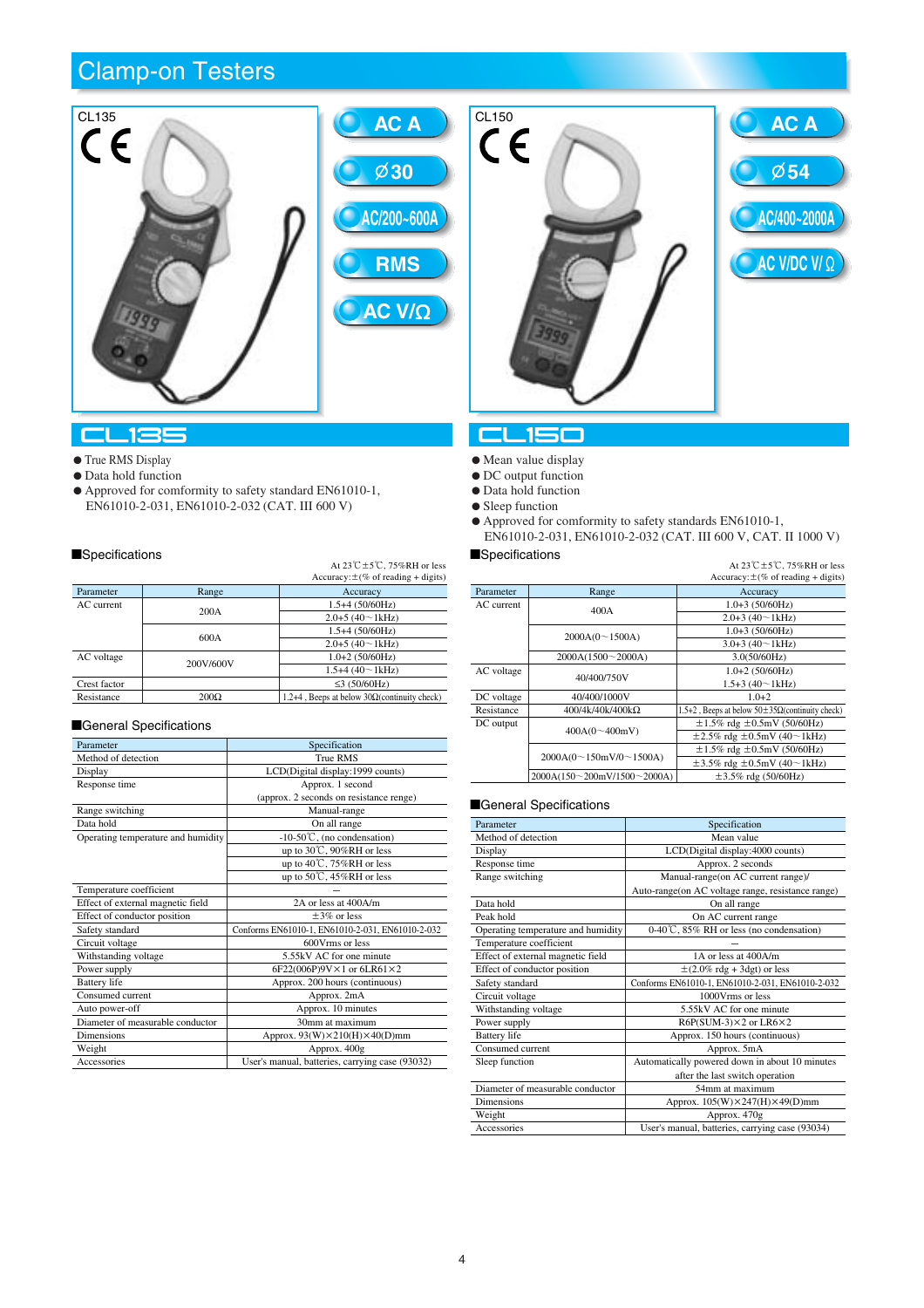# Clamp-on Testers

## CL135

CL135

AC A | Ø30 | AC/200~600A | RMS | AC V/Ω

- True RMS Display
- Data hold function
- Approved for comformity to safety standard EN61010-1, EN61010-2-031, EN61010-2-032 (CAT. III 600 V)

### ■Specifications

At 23℃±5℃, 75%RH or less
Accuracy:±(% of reading + digits)

| Parameter | Range | Accuracy |
|---|---|---|
| AC current | 200A | 1.5+4 (50/60Hz) |
| | | 2.0+5 (40~1kHz) |
| | 600A | 1.5+4 (50/60Hz) |
| | | 2.0+5 (40~1kHz) |
| AC voltage | 200V/600V | 1.0+2 (50/60Hz) |
| | | 1.5+4 (40~1kHz) |
| Crest factor | | ≤3 (50/60Hz) |
| Resistance | 200Ω | 1.2+4 , Beeps at below 30Ω(continuity check) |

### ■General Specifications

| Parameter | Specification |
|---|---|
| Method of detection | True RMS |
| Display | LCD(Digital display:1999 counts) |
| Response time | Approx. 1 second<br>(approx. 2 seconds on resistance renge) |
| Range switching | Manual-range |
| Data hold | On all range |
| Operating temperature and humidity | -10-50℃, (no condensation) |
| | up to 30℃, 90%RH or less |
| | up to 40℃, 75%RH or less |
| | up to 50℃, 45%RH or less |
| Temperature coefficient | — |
| Effect of external magnetic field | 2A or less at 400A/m |
| Effect of conductor position | ±3% or less |
| Safety standard | Conforms EN61010-1, EN61010-2-031, EN61010-2-032 |
| Circuit voltage | 600Vrms or less |
| Withstanding voltage | 5.55kV AC for one minute |
| Power supply | 6F22(006P)9V×1 or 6LR61×2 |
| Battery life | Approx. 200 hours (continuous) |
| Consumed current | Approx. 2mA |
| Auto power-off | Approx. 10 minutes |
| Diameter of measurable conductor | 30mm at maximum |
| Dimensions | Approx. 93(W)×210(H)×40(D)mm |
| Weight | Approx. 400g |
| Accessories | User's manual, batteries, carrying case (93032) |

## CL150

CL150

AC A | Ø54 | AC/400~2000A | AC V/DC V/ Ω

- Mean value display
- DC output function
- Data hold function
- Sleep function
- Approved for comformity to safety standards EN61010-1, EN61010-2-031, EN61010-2-032 (CAT. III 600 V, CAT. II 1000 V)

### ■Specifications

At 23℃±5℃, 75%RH or less
Accuracy:±(% of reading + digits)

| Parameter | Range | Accuracy |
|---|---|---|
| AC current | 400A | 1.0+3 (50/60Hz) |
| | | 2.0+3 (40~1kHz) |
| | 2000A(0~1500A) | 1.0+3 (50/60Hz) |
| | | 3.0+3 (40~1kHz) |
| | 2000A(1500~2000A) | 3.0(50/60Hz) |
| AC voltage | 40/400/750V | 1.0+2 (50/60Hz) |
| | | 1.5+3 (40~1kHz) |
| DC voltage | 40/400/1000V | 1.0+2 |
| Resistance | 400/4k/40k/400kΩ | 1.5+2 , Beeps at below 50±35Ω(continuity check) |
| DC output | 400A(0~400mV) | ±1.5% rdg ±0.5mV (50/60Hz) |
| | | ±2.5% rdg ±0.5mV (40~1kHz) |
| | 2000A(0~150mV/0~1500A) | ±1.5% rdg ±0.5mV (50/60Hz) |
| | | ±3.5% rdg ±0.5mV (40~1kHz) |
| | 2000A(150~200mV/1500~2000A) | ±3.5% rdg (50/60Hz) |

### ■General Specifications

| Parameter | Specification |
|---|---|
| Method of detection | Mean value |
| Display | LCD(Digital display:4000 counts) |
| Response time | Approx. 2 seconds |
| Range switching | Manual-range(on AC current range)/<br>Auto-range(on AC voltage range, resistance range) |
| Data hold | On all range |
| Peak hold | On AC current range |
| Operating temperature and humidity | 0-40℃, 85% RH or less (no condensation) |
| Temperature coefficient | — |
| Effect of external magnetic field | 1A or less at 400A/m |
| Effect of conductor position | ±(2.0% rdg + 3dgt) or less |
| Safety standard | Conforms EN61010-1, EN61010-2-031, EN61010-2-032 |
| Circuit voltage | 1000Vrms or less |
| Withstanding voltage | 5.55kV AC for one minute |
| Power supply | R6P(SUM-3)×2 or LR6×2 |
| Battery life | Approx. 150 hours (continuous) |
| Consumed current | Approx. 5mA |
| Sleep function | Automatically powered down in about 10 minutes<br>after the last switch operation |
| Diameter of measurable conductor | 54mm at maximum |
| Dimensions | Approx. 105(W)×247(H)×49(D)mm |
| Weight | Approx. 470g |
| Accessories | User's manual, batteries, carrying case (93034) |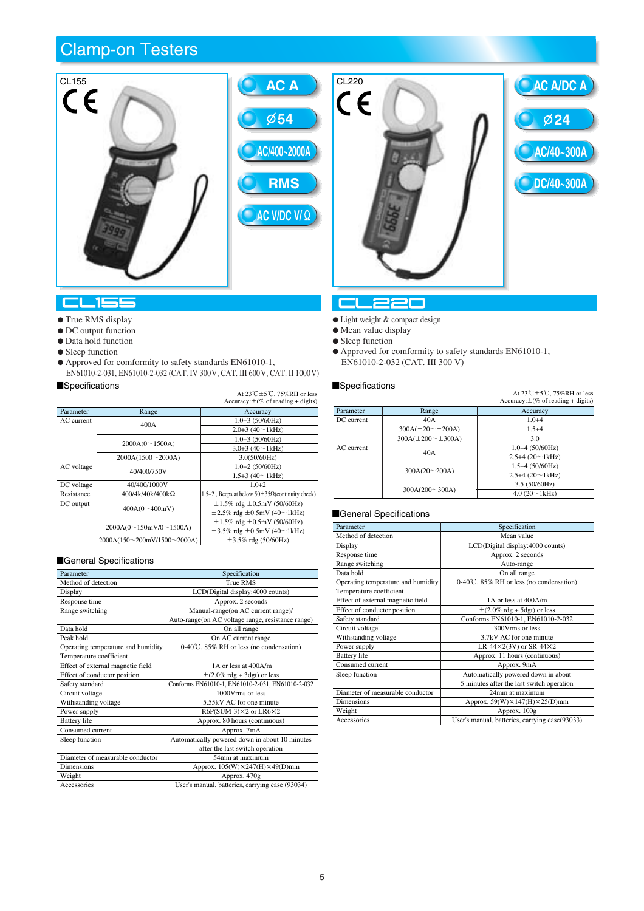# Clamp-on Testers

CL155

AC A

Ø54

AC/400~2000A

RMS

AC V/DC V/Ω

## CL155

- True RMS display
- DC output function
- Data hold function
- Sleep function
- Approved for comformity to safety standards EN61010-1, EN61010-2-031, EN61010-2-032 (CAT. IV 300 V, CAT. III 600 V, CAT. II 1000 V)

### Specifications

At 23℃±5℃, 75%RH or less
Accuracy:±(% of reading + digits)

| Parameter | Range | Accuracy |
|---|---|---|
| AC current | 400A | 1.0+3 (50/60Hz) |
| | | 2.0+3 (40~1kHz) |
| | 2000A(0~1500A) | 1.0+3 (50/60Hz) |
| | | 3.0+3 (40~1kHz) |
| | 2000A(1500~2000A) | 3.0(50/60Hz) |
| AC voltage | 40/400/750V | 1.0+2 (50/60Hz) |
| | | 1.5+3 (40~1kHz) |
| DC voltage | 40/400/1000V | 1.0+2 |
| Resistance | 400/4k/40k/400kΩ | 1.5+2 , Beeps at below 50±35Ω(continuity check) |
| DC output | 400A(0~400mV) | ±1.5% rdg ±0.5mV (50/60Hz) |
| | | ±2.5% rdg ±0.5mV (40~1kHz) |
| | 2000A(0~150mV/0~1500A) | ±1.5% rdg ±0.5mV (50/60Hz) |
| | | ±3.5% rdg ±0.5mV (40~1kHz) |
| | 2000A(150~200mV/1500~2000A) | ±3.5% rdg (50/60Hz) |

### General Specifications

| Parameter | Specification |
|---|---|
| Method of detection | True RMS |
| Display | LCD(Digital display:4000 counts) |
| Response time | Approx. 2 seconds |
| Range switching | Manual-range(on AC current range)/ Auto-range(on AC voltage range, resistance range) |
| Data hold | On all range |
| Peak hold | On AC current range |
| Operating temperature and humidity | 0-40℃, 85% RH or less (no condensation) |
| Temperature coefficient | – |
| Effect of external magnetic field | 1A or less at 400A/m |
| Effect of conductor position | ±(2.0% rdg + 3dgt) or less |
| Safety standard | Conforms EN61010-1, EN61010-2-031, EN61010-2-032 |
| Circuit voltage | 1000Vrms or less |
| Withstanding voltage | 5.55kV AC for one minute |
| Power supply | R6P(SUM-3)×2 or LR6×2 |
| Battery life | Approx. 80 hours (continuous) |
| Consumed current | Approx. 7mA |
| Sleep function | Automatically powered down in about 10 minutes after the last switch operation |
| Diameter of measurable conductor | 54mm at maximum |
| Dimensions | Approx. 105(W)×247(H)×49(D)mm |
| Weight | Approx. 470g |
| Accessories | User's manual, batteries, carrying case (93034) |

CL220

AC A/DC A

Ø24

AC/40~300A

DC/40~300A

## CL220

- Light weight & compact design
- Mean value display
- Sleep function
- Approved for comformity to safety standards EN61010-1, EN61010-2-032 (CAT. III 300 V)

### Specifications

At 23℃±5℃, 75%RH or less
Accuracy:±(% of reading + digits)

| Parameter | Range | Accuracy |
|---|---|---|
| DC current | 40A | 1.0+4 |
| | 300A(±20~±200A) | 1.5+4 |
| | 300A(±200~±300A) | 3.0 |
| AC current | 40A | 1.0+4 (50/60Hz) |
| | | 2.5+4 (20~1kHz) |
| | 300A(20~200A) | 1.5+4 (50/60Hz) |
| | | 2.5+4 (20~1kHz) |
| | 300A(200~300A) | 3.5 (50/60Hz) |
| | | 4.0 (20~1kHz) |

### General Specifications

| Parameter | Specification |
|---|---|
| Method of detection | Mean value |
| Display | LCD(Digital display:4000 counts) |
| Response time | Approx. 2 seconds |
| Range switching | Auto-range |
| Data hold | On all range |
| Operating temperature and humidity | 0-40℃, 85% RH or less (no condensation) |
| Temperature coefficient | – |
| Effect of external magnetic field | 1A or less at 400A/m |
| Effect of conductor position | ±(2.0% rdg + 5dgt) or less |
| Safety standard | Conforms EN61010-1, EN61010-2-032 |
| Circuit voltage | 300Vrms or less |
| Withstanding voltage | 3.7kV AC for one minute |
| Power supply | LR-44×2(3V) or SR-44×2 |
| Battery life | Approx. 11 hours (continuous) |
| Consumed current | Approx. 9mA |
| Sleep function | Automatically powered down in about 5 minutes after the last switch operation |
| Diameter of measurable conductor | 24mm at maximum |
| Dimensions | Approx. 59(W)×147(H)×25(D)mm |
| Weight | Approx. 100g |
| Accessories | User's manual, batteries, carrying case(93033) |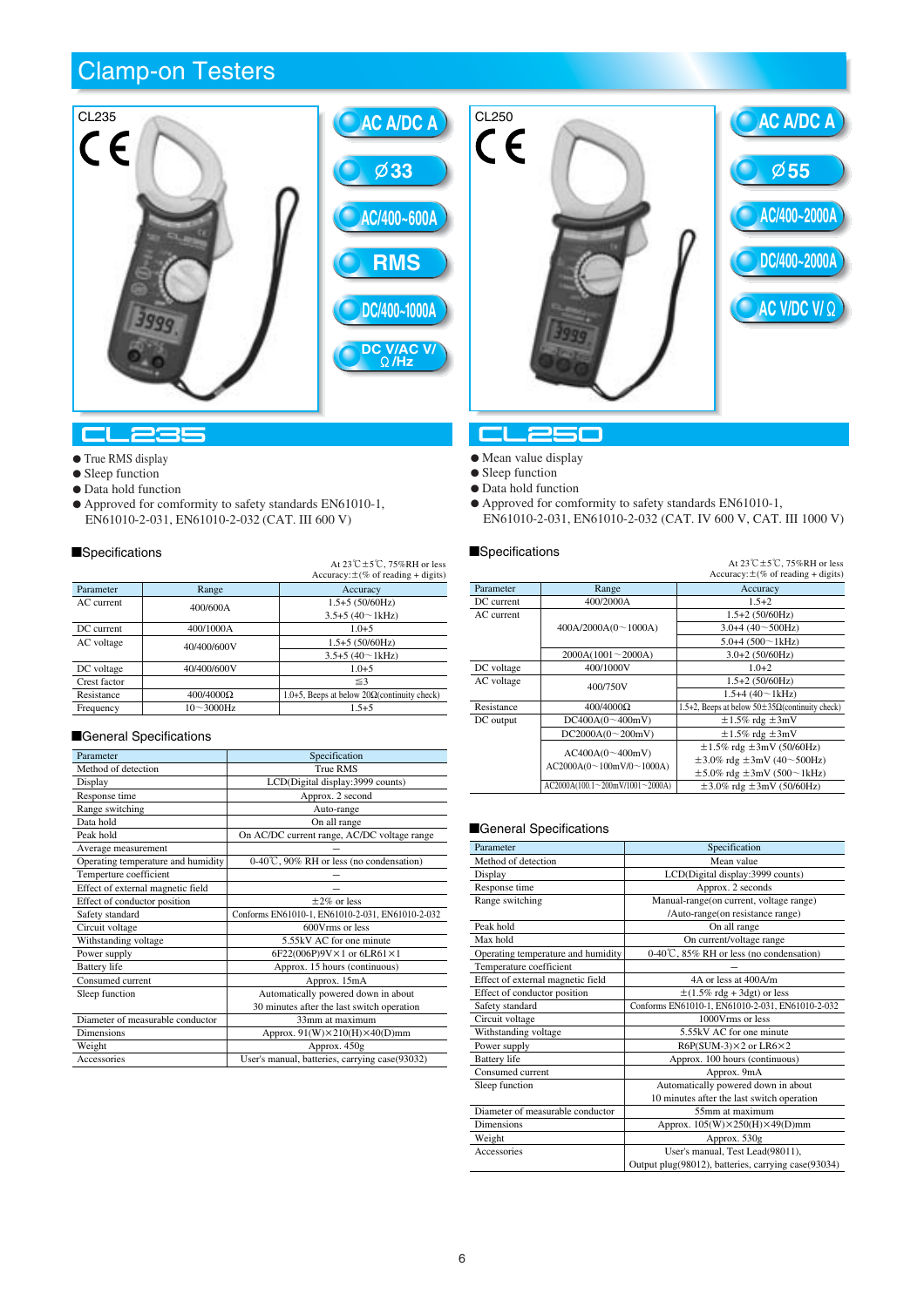# Clamp-on Testers

## CL235

CL235

AC A/DC A

Ø33

AC/400~600A

RMS

DC/400~1000A

DC V/AC V/Ω/Hz

- True RMS display
- Sleep function
- Data hold function
- Approved for comformity to safety standards EN61010-1, EN61010-2-031, EN61010-2-032 (CAT. III 600 V)

### ■Specifications

At 23℃±5℃, 75%RH or less
Accuracy:±(% of reading + digits)

| Parameter | Range | Accuracy |
|---|---|---|
| AC current | 400/600A | 1.5+5 (50/60Hz) |
| | | 3.5+5 (40~1kHz) |
| DC current | 400/1000A | 1.0+5 |
| AC voltage | 40/400/600V | 1.5+5 (50/60Hz) |
| | | 3.5+5 (40~1kHz) |
| DC voltage | 40/400/600V | 1.0+5 |
| Crest factor | | ≦3 |
| Resistance | 400/4000Ω | 1.0+5, Beeps at below 20Ω(continuity check) |
| Frequency | 10~3000Hz | 1.5+5 |

### ■General Specifications

| Parameter | Specification |
|---|---|
| Method of detection | True RMS |
| Display | LCD(Digital display:3999 counts) |
| Response time | Approx. 2 second |
| Range switching | Auto-range |
| Data hold | On all range |
| Peak hold | On AC/DC current range, AC/DC voltage range |
| Average measurement | – |
| Operating temperature and humidity | 0-40℃, 90% RH or less (no condensation) |
| Temperture coefficient | – |
| Effect of external magnetic field | – |
| Effect of conductor position | ±2% or less |
| Safety standard | Conforms EN61010-1, EN61010-2-031, EN61010-2-032 |
| Circuit voltage | 600Vrms or less |
| Withstanding voltage | 5.55kV AC for one minute |
| Power supply | 6F22(006P)9V×1 or 6LR61×1 |
| Battery life | Approx. 15 hours (continuous) |
| Consumed current | Approx. 15mA |
| Sleep function | Automatically powered down in about 30 minutes after the last switch operation |
| Diameter of measurable conductor | 33mm at maximum |
| Dimensions | Approx. 91(W)×210(H)×40(D)mm |
| Weight | Approx. 450g |
| Accessories | User's manual, batteries, carrying case(93032) |

## CL250

CL250

AC A/DC A

Ø55

AC/400~2000A

DC/400~2000A

AC V/DC V/Ω

- Mean value display
- Sleep function
- Data hold function
- Approved for comformity to safety standards EN61010-1, EN61010-2-031, EN61010-2-032 (CAT. IV 600 V, CAT. III 1000 V)

### ■Specifications

At 23℃±5℃, 75%RH or less
Accuracy:±(% of reading + digits)

| Parameter | Range | Accuracy |
|---|---|---|
| DC current | 400/2000A | 1.5+2 |
| AC current | 400A/2000A(0~1000A) | 1.5+2 (50/60Hz) |
| | | 3.0+4 (40~500Hz) |
| | | 5.0+4 (500~1kHz) |
| | 2000A(1001~2000A) | 3.0+2 (50/60Hz) |
| DC voltage | 400/1000V | 1.0+2 |
| AC voltage | 400/750V | 1.5+2 (50/60Hz) |
| | | 1.5+4 (40~1kHz) |
| Resistance | 400/4000Ω | 1.5+2, Beeps at below 50±35Ω(continuity check) |
| DC output | DC400A(0~400mV) | ±1.5% rdg ±3mV |
| | DC2000A(0~200mV) | ±1.5% rdg ±3mV |
| | AC400A(0~400mV) AC2000A(0~100mV/0~1000A) | ±1.5% rdg ±3mV (50/60Hz) |
| | | ±3.0% rdg ±3mV (40~500Hz) |
| | | ±5.0% rdg ±3mV (500~1kHz) |
| | AC2000A(100.1~200mV/1001~2000A) | ±3.0% rdg ±3mV (50/60Hz) |

### ■General Specifications

| Parameter | Specification |
|---|---|
| Method of detection | Mean value |
| Display | LCD(Digital display:3999 counts) |
| Response time | Approx. 2 seconds |
| Range switching | Manual-range(on current, voltage range) /Auto-range(on resistance range) |
| Peak hold | On all range |
| Max hold | On current/voltage range |
| Operating temperature and humidity | 0-40℃, 85% RH or less (no condensation) |
| Temperature coefficient | – |
| Effect of external magnetic field | 4A or less at 400A/m |
| Effect of conductor position | ±(1.5% rdg + 3dgt) or less |
| Safety standard | Conforms EN61010-1, EN61010-2-031, EN61010-2-032 |
| Circuit voltage | 1000Vrms or less |
| Withstanding voltage | 5.55kV AC for one minute |
| Power supply | R6P(SUM-3)×2 or LR6×2 |
| Battery life | Approx. 100 hours (continuous) |
| Consumed current | Approx. 9mA |
| Sleep function | Automatically powered down in about 10 minutes after the last switch operation |
| Diameter of measurable conductor | 55mm at maximum |
| Dimensions | Approx. 105(W)×250(H)×49(D)mm |
| Weight | Approx. 530g |
| Accessories | User's manual, Test Lead(98011), Output plug(98012), batteries, carrying case(93034) |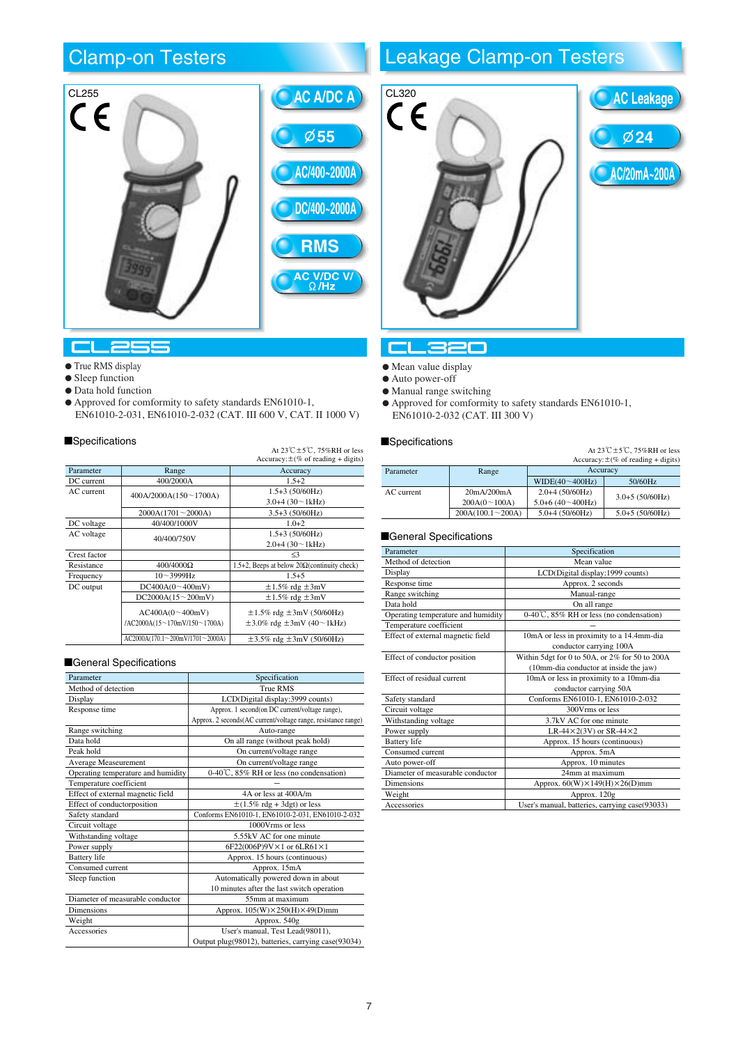## Clamp-on Testers

CL255

AC A/DC A

Ø55

AC/400~2000A

DC/400~2000A

RMS

AC V/DC V/ Ω /Hz

### CL255

- True RMS display
- Sleep function
- Data hold function
- Approved for comformity to safety standards EN61010-1, EN61010-2-031, EN61010-2-032 (CAT. III 600 V, CAT. II 1000 V)

#### Specifications

At 23℃±5℃, 75%RH or less
Accuracy:±(% of reading + digits)

| Parameter | Range | Accuracy |
|---|---|---|
| DC current | 400/2000A | 1.5+2 |
| AC current | 400A/2000A(150～1700A) | 1.5+3 (50/60Hz) 3.0+4 (30～1kHz) |
| | 2000A(1701～2000A) | 3.5+3 (50/60Hz) |
| DC voltage | 40/400/1000V | 1.0+2 |
| AC voltage | 40/400/750V | 1.5+3 (50/60Hz) 2.0+4 (30～1kHz) |
| Crest factor | | ≦3 |
| Resistance | 400/4000Ω | 1.5+2, Beeps at below 20Ω(continuity check) |
| Frequency | 10～3999Hz | 1.5+5 |
| DC output | DC400A(0～400mV) | ±1.5% rdg ±3mV |
| | DC2000A(15～200mV) | ±1.5% rdg ±3mV |
| | AC400A(0～400mV) /AC2000A(15～170mV/150～1700A) | ±1.5% rdg ±3mV (50/60Hz) ±3.0% rdg ±3mV (40～1kHz) |
| | AC2000A(170.1～200mV/1701～2000A) | ±3.5% rdg ±3mV (50/60Hz) |

#### General Specifications

| Parameter | Specification |
|---|---|
| Method of detection | True RMS |
| Display | LCD(Digital display:3999 counts) |
| Response time | Approx. 1 second(on DC current/voltage range), Approx. 2 seconds(AC current/voltage range, resistance range) |
| Range switching | Auto-range |
| Data hold | On all range (without peak hold) |
| Peak hold | On current/voltage range |
| Average Measurement | On current/voltage range |
| Operating temperature and humidity | 0-40℃, 85% RH or less (no condensation) |
| Temperature coefficient | — |
| Effect of external magnetic field | 4A or less at 400A/m |
| Effect of conductorposition | ±(1.5% rdg + 3dgt) or less |
| Safety standard | Conforms EN61010-1, EN61010-2-031, EN61010-2-032 |
| Circuit voltage | 1000Vrms or less |
| Withstanding voltage | 5.55kV AC for one minute |
| Power supply | 6F22(006P)9V×1 or 6LR61×1 |
| Battery life | Approx. 15 hours (continuous) |
| Consumed current | Approx. 15mA |
| Sleep function | Automatically powered down in about 10 minutes after the last switch operation |
| Diameter of measurable conductor | 55mm at maximum |
| Dimensions | Approx. 105(W)×250(H)×49(D)mm |
| Weight | Approx. 540g |
| Accessories | User's manual, Test Lead(98011), Output plug(98012), batteries, carrying case(93034) |

## Leakage Clamp-on Testers

CL320

AC Leakage

Ø24

AC/20mA~200A

### CL320

- Mean value display
- Auto power-off
- Manual range switching
- Approved for comformity to safety standards EN61010-1, EN61010-2-032 (CAT. III 300 V)

#### Specifications

At 23℃±5℃, 75%RH or less
Accuracy:±(% of reading + digits)

| Parameter | Range | Accuracy | |
|---|---|---|---|
| | | WIDE(40～400Hz) | 50/60Hz |
| AC current | 20mA/200mA 200A(0～100A) | 2.0+4 (50/60Hz) 5.0+6 (40～400Hz) | 3.0+5 (50/60Hz) |
| | 200A(100.1～200A) | 5.0+4 (50/60Hz) | 5.0+5 (50/60Hz) |

#### General Specifications

| Parameter | Specification |
|---|---|
| Method of detection | Mean value |
| Display | LCD(Digital display:1999 counts) |
| Response time | Approx. 2 seconds |
| Range switching | Manual-range |
| Data hold | On all range |
| Operating temperature and humidity | 0-40℃, 85% RH or less (no condensation) |
| Temperature coefficient | — |
| Effect of external magnetic field | 10mA or less in proximity to a 14.4mm-dia conductor carrying 100A |
| Effect of conductor position | Within 5dgt for 0 to 50A, or 2% for 50 to 200A (10mm-dia conductor at inside the jaw) |
| Effect of residual current | 10mA or less in proximity to a 10mm-dia conductor carrying 50A |
| Safety standard | Conforms EN61010-1, EN61010-2-032 |
| Circuit voltage | 300Vrms or less |
| Withstanding voltage | 3.7kV AC for one minute |
| Power supply | LR-44×2(3V) or SR-44×2 |
| Battery life | Approx. 15 hours (continuous) |
| Consumed current | Approx. 5mA |
| Auto power-off | Approx. 10 minutes |
| Diameter of measurable conductor | 24mm at maximum |
| Dimensions | Approx. 60(W)×149(H)×26(D)mm |
| Weight | Approx. 120g |
| Accessories | User's manual, batteries, carrying case(93033) |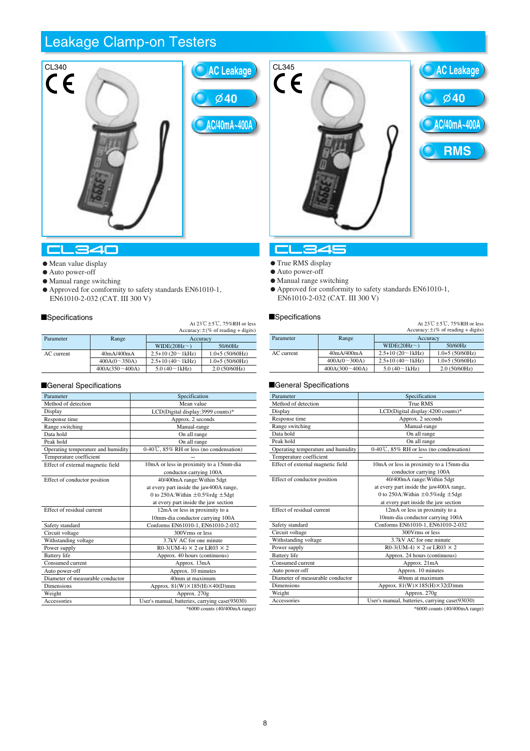# Leakage Clamp-on Testers

## CL340

AC Leakage

⌀40

AC/40mA~400A

## CL340

- Mean value display
- Auto power-off
- Manual range switching
- Approved for comformity to safety standards EN61010-1, EN61010-2-032 (CAT. III 300 V)

### ■Specifications

At 23℃±5℃, 75%RH or less
Accuracy:±(% of reading + digits)

| Parameter | Range | Accuracy | |
|---|---|---|---|
| | | WIDE(20Hz～) | 50/60Hz |
| AC current | 40mA/400mA | 2.5+10 (20～1kHz) | 1.0+5 (50/60Hz) |
| | 400A(0～350A) | 2.5+10 (40～1kHz) | 1.0+5 (50/60Hz) |
| | 400A(350～400A) | 5.0 (40～1kHz) | 2.0 (50/60Hz) |

### ■General Specifications

| Parameter | Specification |
|---|---|
| Method of detection | Mean value |
| Display | LCD(Digital display:3999 counts)* |
| Response time | Approx. 2 seconds |
| Range switching | Manual-range |
| Data hold | On all range |
| Peak hold | On all range |
| Operating temperature and humidity | 0-40℃, 85% RH or less (no condensation) |
| Temperature coefficient | – |
| Effect of external magnetic field | 10mA or less in proximity to a 15mm-dia conductor carrying 100A |
| Effect of conductor position | 40/400mA range:Within 5dgt at every part inside the jaw400A range, 0 to 250A:Within ±0.5%rdg ±5dgt at every part inside the jaw section |
| Effect of residual current | 12mA or less in proximity to a 10mm-dia conductor carrying 100A |
| Safety standard | Conforms EN61010-1, EN61010-2-032 |
| Circuit voltage | 300Vrms or less |
| Withstanding voltage | 3.7kV AC for one minute |
| Power supply | R0-3(UM-4) × 2 or LR03 × 2 |
| Battery life | Approx. 40 hours (continuous) |
| Consumed current | Approx. 13mA |
| Auto power-off | Approx. 10 minutes |
| Diameter of measurable conductor | 40mm at maximum |
| Dimensions | Approx. 81(W)×185(H)×40(D)mm |
| Weight | Approx. 270g |
| Accessories | User's manual, batteries, carrying case(93030) |

*6000 counts (40/400mA range)

## CL345

AC Leakage

⌀40

AC/40mA~400A

RMS

## CL345

- True RMS display
- Auto power-off
- Manual range switching
- Approved for comformity to safety standards EN61010-1, EN61010-2-032 (CAT. III 300 V)

### ■Specifications

At 23℃±5℃, 75%RH or less
Accuracy:±(% of reading + digits)

| Parameter | Range | Accuracy | |
|---|---|---|---|
| | | WIDE(20Hz～) | 50/60Hz |
| AC current | 40mA/400mA | 2.5+10 (20～1kHz) | 1.0+5 (50/60Hz) |
| | 400A(0～300A) | 2.5+10 (40～1kHz) | 1.0+5 (50/60Hz) |
| | 400A(300～400A) | 5.0 (40～1kHz) | 2.0 (50/60Hz) |

### ■General Specifications

| Parameter | Specification |
|---|---|
| Method of detection | True RMS |
| Display | LCD(Digital display:4200 counts)* |
| Response time | Approx. 2 seconds |
| Range switching | Manual-range |
| Data hold | On all range |
| Peak hold | On all range |
| Operating temperature and humidity | 0-40℃, 85% RH or less (no condensation) |
| Temperature coefficient | – |
| Effect of external magnetic field | 10mA or less in proximity to a 15mm-dia conductor carrying 100A |
| Effect of conductor position | 40/400mA range:Within 5dgt at every part inside the jaw400A range, 0 to 250A:Within ±0.5%rdg ±5dgt at every part inside the jaw section |
| Effect of residual current | 12mA or less in proximity to a 10mm-dia conductor carrying 100A |
| Safety standard | Conforms EN61010-1, EN61010-2-032 |
| Circuit voltage | 300Vrms or less |
| Withstanding voltage | 3.7kV AC for one minute |
| Power supply | R0-3(UM-4) × 2 or LR03 × 2 |
| Battery life | Approx. 24 hours (continuous) |
| Consumed current | Approx. 21mA |
| Auto power-off | Approx. 10 minutes |
| Diameter of measurable conductor | 40mm at maximum |
| Dimensions | Approx. 81(W)×185(H)×32(D)mm |
| Weight | Approx. 270g |
| Accessories | User's manual, batteries, carrying case(93030) |

*6000 counts (40/400mA range)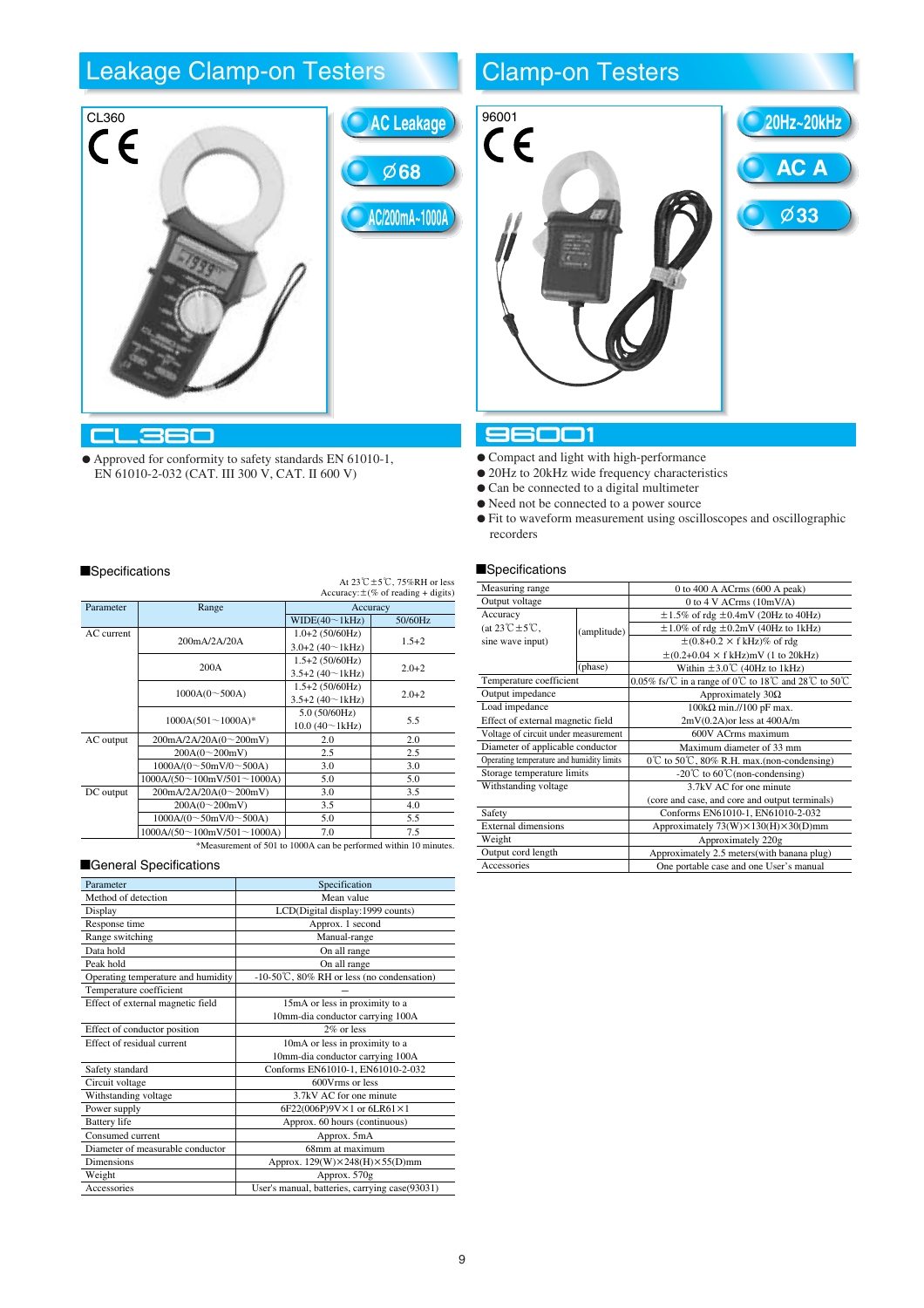# Leakage Clamp-on Testers

CL360

AC Leakage

Ø68

AC/200mA~1000A

## CL360

● Approved for conformity to safety standards EN 61010-1, EN 61010-2-032 (CAT. III 300 V, CAT. II 600 V)

### ■Specifications

At 23℃±5℃, 75%RH or less
Accuracy:±(% of reading + digits)

| Parameter | Range | Accuracy | |
|---|---|---|---|
| | | WIDE(40~1kHz) | 50/60Hz |
| AC current | 200mA/2A/20A | 1.0+2 (50/60Hz) 3.0+2 (40~1kHz) | 1.5+2 |
| | 200A | 1.5+2 (50/60Hz) 3.5+2 (40~1kHz) | 2.0+2 |
| | 1000A(0~500A) | 1.5+2 (50/60Hz) 3.5+2 (40~1kHz) | 2.0+2 |
| | 1000A(501~1000A)* | 5.0 (50/60Hz) 10.0 (40~1kHz) | 5.5 |
| AC output | 200mA/2A/20A(0~200mV) | 2.0 | 2.0 |
| | 200A(0~200mV) | 2.5 | 2.5 |
| | 1000A/(0~50mV/0~500A) | 3.0 | 3.0 |
| | 1000A/(50~100mV/501~1000A) | 5.0 | 5.0 |
| DC output | 200mA/2A/20A(0~200mV) | 3.0 | 3.5 |
| | 200A(0~200mV) | 3.5 | 4.0 |
| | 1000A/(0~50mV/0~500A) | 5.0 | 5.5 |
| | 1000A/(50~100mV/501~1000A) | 7.0 | 7.5 |

*Measurement of 501 to 1000A can be performed within 10 minutes.

### ■General Specifications

| Parameter | Specification |
|---|---|
| Method of detection | Mean value |
| Display | LCD(Digital display:1999 counts) |
| Response time | Approx. 1 second |
| Range switching | Manual-range |
| Data hold | On all range |
| Peak hold | On all range |
| Operating temperature and humidity | -10-50℃, 80% RH or less (no condensation) |
| Temperature coefficient | — |
| Effect of external magnetic field | 15mA or less in proximity to a 10mm-dia conductor carrying 100A |
| Effect of conductor position | 2% or less |
| Effect of residual current | 10mA or less in proximity to a 10mm-dia conductor carrying 100A |
| Safety standard | Conforms EN61010-1, EN61010-2-032 |
| Circuit voltage | 600Vrms or less |
| Withstanding voltage | 3.7kV AC for one minute |
| Power supply | 6F22(006P)9V×1 or 6LR61×1 |
| Battery life | Approx. 60 hours (continuous) |
| Consumed current | Approx. 5mA |
| Diameter of measurable conductor | 68mm at maximum |
| Dimensions | Approx. 129(W)×248(H)×55(D)mm |
| Weight | Approx. 570g |
| Accessories | User's manual, batteries, carrying case(93031) |

# Clamp-on Testers

96001

20Hz~20kHz

AC A

Ø33

## 96001

● Compact and light with high-performance
● 20Hz to 20kHz wide frequency characteristics
● Can be connected to a digital multimeter
● Need not be connected to a power source
● Fit to waveform measurement using oscilloscopes and oscillographic recorders

### ■Specifications

| Parameter | | Specification |
|---|---|---|
| Measuring range | | 0 to 400 A ACrms (600 A peak) |
| Output voltage | | 0 to 4 V ACrms (10mV/A) |
| Accuracy (at 23℃±5℃, sine wave input) | (amplitude) | ±1.5% of rdg ±0.4mV (20Hz to 40Hz) |
| | | ±1.0% of rdg ±0.2mV (40Hz to 1kHz) |
| | | ±(0.8+0.2 × f kHz)% of rdg |
| | | ±(0.2+0.04 × f kHz)mV (1 to 20kHz) |
| | (phase) | Within ±3.0℃ (40Hz to 1kHz) |
| Temperature coefficient | | 0.05% fs/℃ in a range of 0℃ to 18℃ and 28℃ to 50℃ |
| Output impedance | | Approximately 30Ω |
| Load impedance | | 100kΩ min.//100 pF max. |
| Effect of external magnetic field | | 2mV(0.2A)or less at 400A/m |
| Voltage of circuit under measurement | | 600V ACrms maximum |
| Diameter of applicable conductor | | Maximum diameter of 33 mm |
| Operating temperature and humidity limits | | 0℃ to 50℃, 80% R.H. max.(non-condensing) |
| Storage temperature limits | | -20℃ to 60℃(non-condensing) |
| Withstanding voltage | | 3.7kV AC for one minute (core and case, and core and output terminals) |
| Safety | | Conforms EN61010-1, EN61010-2-032 |
| External dimensions | | Approximately 73(W)×130(H)×30(D)mm |
| Weight | | Approximately 220g |
| Output cord length | | Approximately 2.5 meters(with banana plug) |
| Accessories | | One portable case and one User's manual |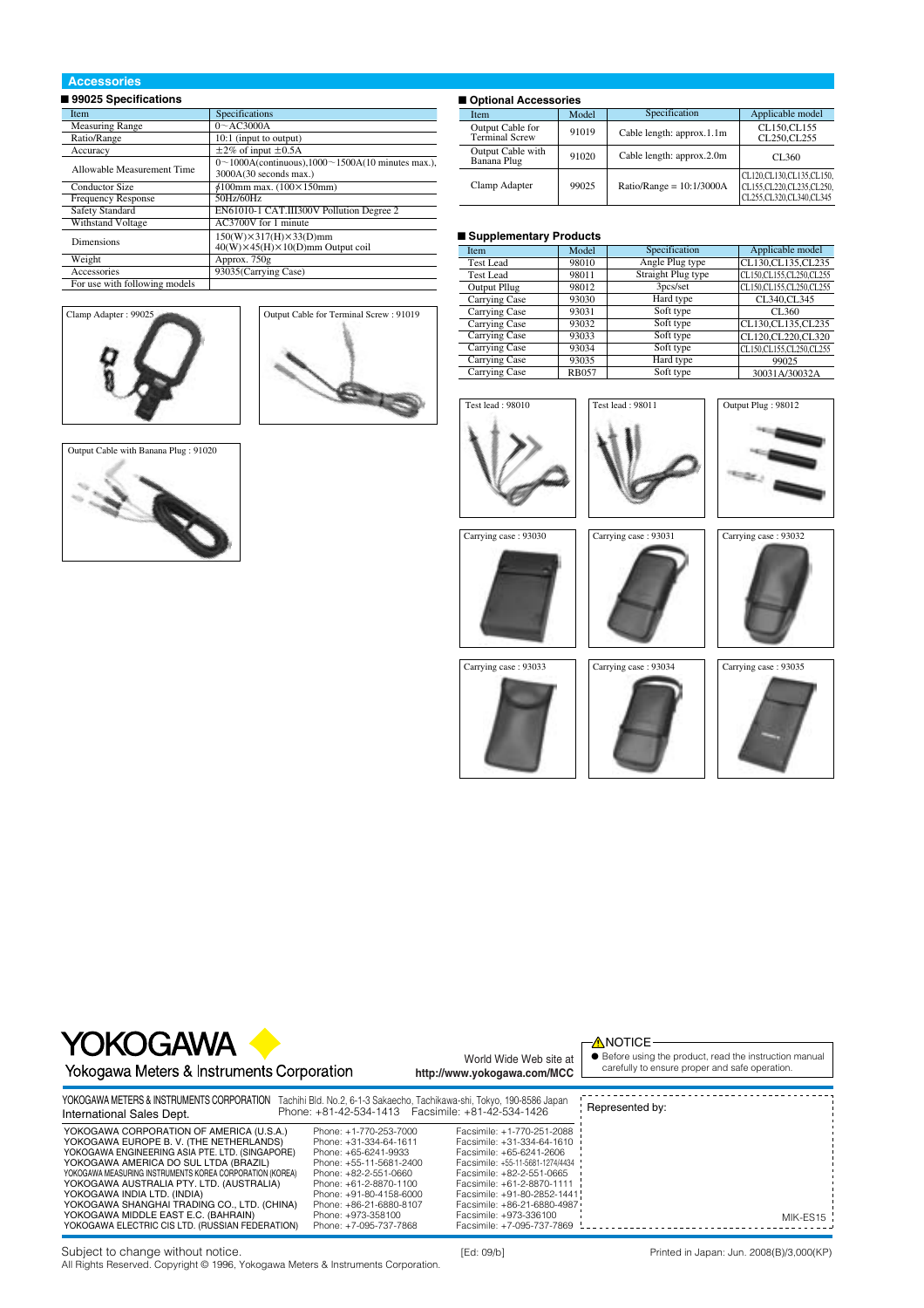## Accessories

### ■ 99025 Specifications

| Item | Specifications |
|---|---|
| Measuring Range | 0～AC3000A |
| Ratio/Range | 10:1 (input to output) |
| Accuracy | ±2% of input ±0.5A |
| Allowable Measurement Time | 0～1000A(continuous),1000～1500A(10 minutes max.), 3000A(30 seconds max.) |
| Conductor Size | ϕ100mm max. (100×150mm) |
| Frequency Response | 50Hz/60Hz |
| Safety Standard | EN61010-1 CAT.III300V Pollution Degree 2 |
| Withstand Voltage | AC3700V for 1 minute |
| Dimensions | 150(W)×317(H)×33(D)mm<br>40(W)×45(H)×10(D)mm Output coil |
| Weight | Approx. 750g |
| Accessories | 93035(Carrying Case) |
| For use with following models | |

Clamp Adapter : 99025

Output Cable for Terminal Screw : 91019

Output Cable with Banana Plug : 91020

### ■ Optional Accessories

| Item | Model | Specification | Applicable model |
|---|---|---|---|
| Output Cable for Terminal Screw | 91019 | Cable length: approx.1.1m | CL150,CL155<br>CL250,CL255 |
| Output Cable with Banana Plug | 91020 | Cable length: approx.2.0m | CL360 |
| Clamp Adapter | 99025 | Ratio/Range = 10:1/3000A | CL120,CL130,CL135,CL150,<br>CL155,CL220,CL235,CL250,<br>CL255,CL320,CL340,CL345 |

### ■ Supplementary Products

| Item | Model | Specification | Applicable model |
|---|---|---|---|
| Test Lead | 98010 | Angle Plug type | CL130,CL135,CL235 |
| Test Lead | 98011 | Straight Plug type | CL150,CL155,CL250,CL255 |
| Output Pllug | 98012 | 3pcs/set | CL150,CL155,CL250,CL255 |
| Carrying Case | 93030 | Hard type | CL340,CL345 |
| Carrying Case | 93031 | Soft type | CL360 |
| Carrying Case | 93032 | Soft type | CL130,CL135,CL235 |
| Carrying Case | 93033 | Soft type | CL120,CL220,CL320 |
| Carrying Case | 93034 | Soft type | CL150,CL155,CL250,CL255 |
| Carrying Case | 93035 | Hard type | 99025 |
| Carrying Case | RB057 | Soft type | 30031A/30032A |

Test lead : 98010

Test lead : 98011

Output Plug : 98012

Carrying case : 93030

Carrying case : 93031

Carrying case : 93032

Carrying case : 93033

Carrying case : 93034

Carrying case : 93035

**YOKOGAWA**

Yokogawa Meters & Instruments Corporation

World Wide Web site at
**http://www.yokogawa.com/MCC**

**⚠NOTICE**

● Before using the product, read the instruction manual carefully to ensure proper and safe operation.

YOKOGAWA METERS & INSTRUMENTS CORPORATION
International Sales Dept.
Tachihi Bld. No.2, 6-1-3 Sakaecho, Tachikawa-shi, Tokyo, 190-8586 Japan
Phone: +81-42-534-1413 Facsimile: +81-42-534-1426

| | | |
|---|---|---|
| YOKOGAWA CORPORATION OF AMERICA (U.S.A.) | Phone: +1-770-253-7000 | Facsimile: +1-770-251-2088 |
| YOKOGAWA EUROPE B. V. (THE NETHERLANDS) | Phone: +31-334-64-1611 | Facsimile: +31-334-64-1610 |
| YOKOGAWA ENGINEERING ASIA PTE. LTD. (SINGAPORE) | Phone: +65-6241-9933 | Facsimile: +65-6241-2606 |
| YOKOGAWA AMERICA DO SUL LTDA (BRAZIL) | Phone: +55-11-5681-2400 | Facsimile: +55-11-5681-1274/4434 |
| YOKOGAWA MEASURING INSTRUMENTS KOREA CORPORATION (KOREA) | Phone: +82-2-551-0660 | Facsimile: +82-2-551-0665 |
| YOKOGAWA AUSTRALIA PTY. LTD. (AUSTRALIA) | Phone: +61-2-8870-1100 | Facsimile: +61-2-8870-1111 |
| YOKOGAWA INDIA LTD. (INDIA) | Phone: +91-80-4158-6000 | Facsimile: +91-80-2852-1441 |
| YOKOGAWA SHANGHAI TRADING CO., LTD. (CHINA) | Phone: +86-21-6880-8107 | Facsimile: +86-21-6880-4987 |
| YOKOGAWA MIDDLE EAST E.C. (BAHRAIN) | Phone: +973-358100 | Facsimile: +973-336100 |
| YOKOGAWA ELECTRIC CIS LTD. (RUSSIAN FEDERATION) | Phone: +7-095-737-7868 | Facsimile: +7-095-737-7869 |

Represented by:

MIK-ES15

Subject to change without notice.
All Rights Reserved. Copyright © 1996, Yokogawa Meters & Instruments Corporation.

[Ed: 09/b]

Printed in Japan: Jun. 2008(B)/3,000(KP)